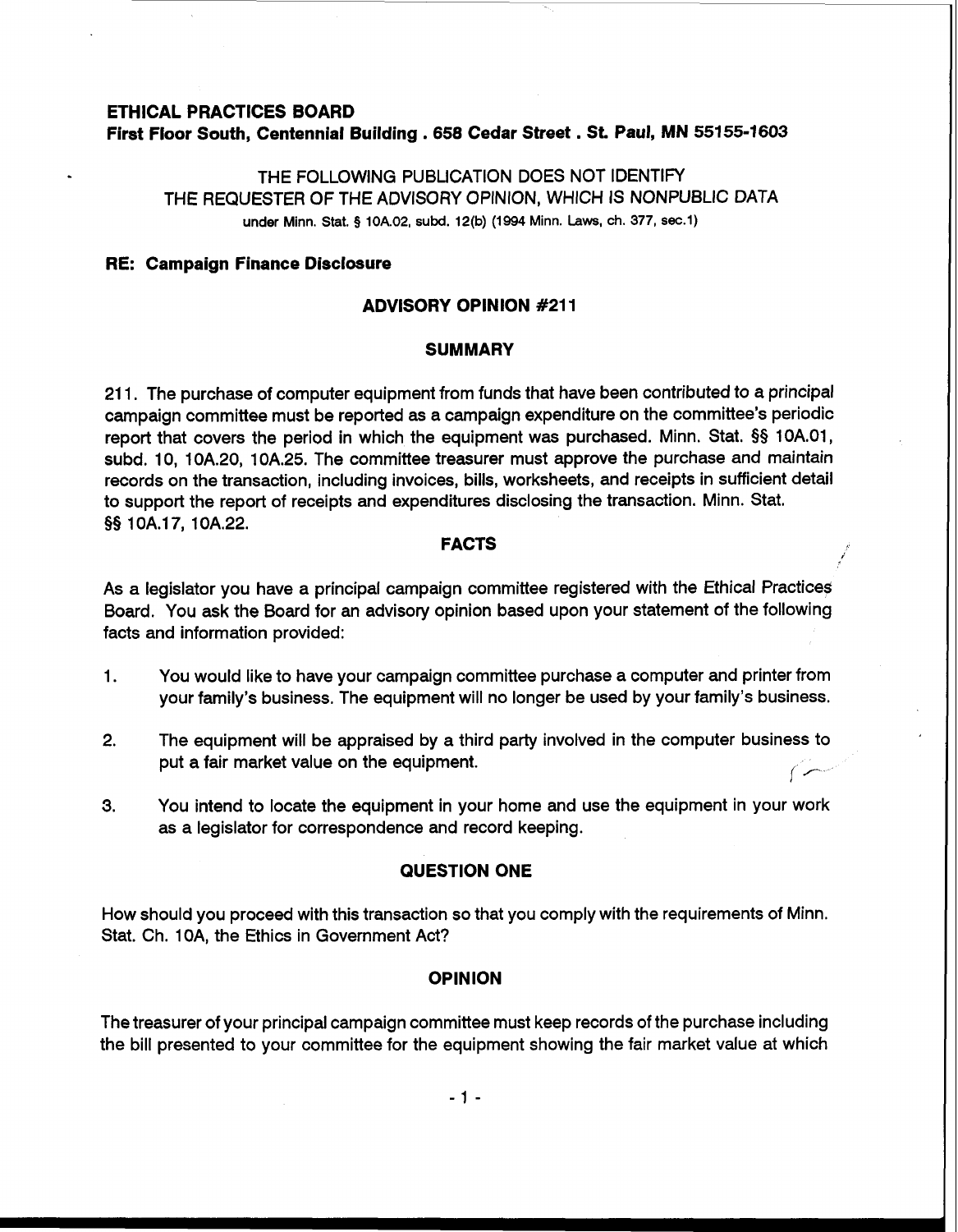**ETHICAL PRACTICES BOARD**
**First Floor South, Centennial Building . 658 Cedar Street . St. Paul, MN 55155-1603**

THE FOLLOWING PUBLICATION DOES NOT IDENTIFY
THE REQUESTER OF THE ADVISORY OPINION, WHICH IS NONPUBLIC DATA
under Minn. Stat. § 10A.02, subd. 12(b) (1994 Minn. Laws, ch. 377, sec.1)

**RE: Campaign Finance Disclosure**

## ADVISORY OPINION #211

### SUMMARY

211. The purchase of computer equipment from funds that have been contributed to a principal campaign committee must be reported as a campaign expenditure on the committee's periodic report that covers the period in which the equipment was purchased. Minn. Stat. §§ 10A.01, subd. 10, 10A.20, 10A.25. The committee treasurer must approve the purchase and maintain records on the transaction, including invoices, bills, worksheets, and receipts in sufficient detail to support the report of receipts and expenditures disclosing the transaction. Minn. Stat. §§ 10A.17, 10A.22.

### FACTS

As a legislator you have a principal campaign committee registered with the Ethical Practices Board. You ask the Board for an advisory opinion based upon your statement of the following facts and information provided:

1. You would like to have your campaign committee purchase a computer and printer from your family's business. The equipment will no longer be used by your family's business.

2. The equipment will be appraised by a third party involved in the computer business to put a fair market value on the equipment.

3. You intend to locate the equipment in your home and use the equipment in your work as a legislator for correspondence and record keeping.

### QUESTION ONE

How should you proceed with this transaction so that you comply with the requirements of Minn. Stat. Ch. 10A, the Ethics in Government Act?

### OPINION

The treasurer of your principal campaign committee must keep records of the purchase including the bill presented to your committee for the equipment showing the fair market value at which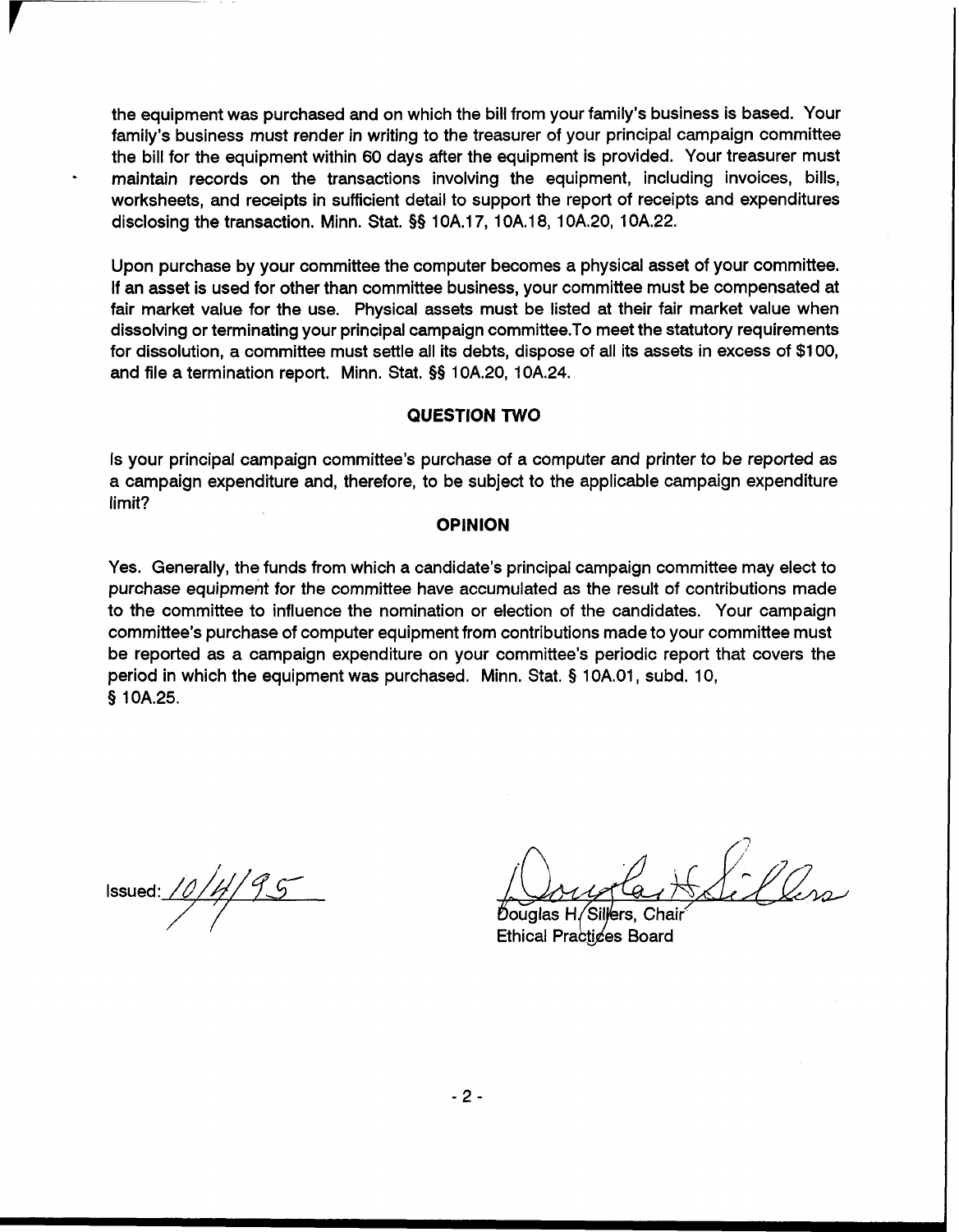the equipment was purchased and on which the bill from your family's business is based. Your family's business must render in writing to the treasurer of your principal campaign committee the bill for the equipment within 60 days after the equipment is provided. Your treasurer must maintain records on the transactions involving the equipment, including invoices, bills, worksheets, and receipts in sufficient detail to support the report of receipts and expenditures disclosing the transaction. Minn. Stat. §§ 10A.17, 10A.18, 10A.20, 10A.22.

Upon purchase by your committee the computer becomes a physical asset of your committee. If an asset is used for other than committee business, your committee must be compensated at fair market value for the use. Physical assets must be listed at their fair market value when dissolving or terminating your principal campaign committee.To meet the statutory requirements for dissolution, a committee must settle all its debts, dispose of all its assets in excess of $100, and file a termination report. Minn. Stat. §§ 10A.20, 10A.24.

## QUESTION TWO

Is your principal campaign committee's purchase of a computer and printer to be reported as a campaign expenditure and, therefore, to be subject to the applicable campaign expenditure limit?

## OPINION

Yes. Generally, the funds from which a candidate's principal campaign committee may elect to purchase equipment for the committee have accumulated as the result of contributions made to the committee to influence the nomination or election of the candidates. Your campaign committee's purchase of computer equipment from contributions made to your committee must be reported as a campaign expenditure on your committee's periodic report that covers the period in which the equipment was purchased. Minn. Stat. § 10A.01, subd. 10, § 10A.25.

Issued: 10/4/95

Douglas H. Sillers, Chair
Ethical Practices Board